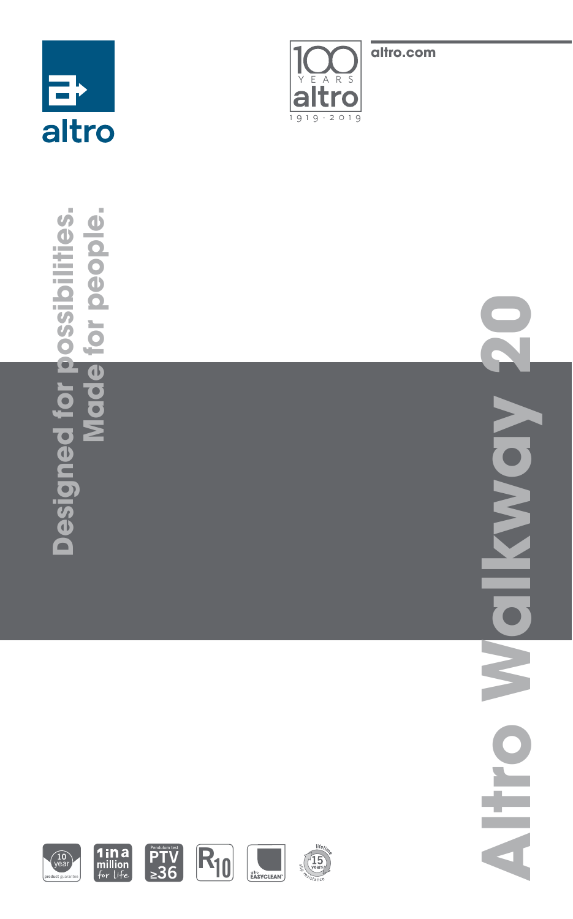altro

100 YEARS altro 1919 - 2019

altro.com

# Altro Walkway 20

## Designed for possibilities. Made for people.

10 year product guarantee

1 in a million for life

Pendulum test PTV ≥36

R10

altro EASYCLEAN

lifetime 15 years slip resistance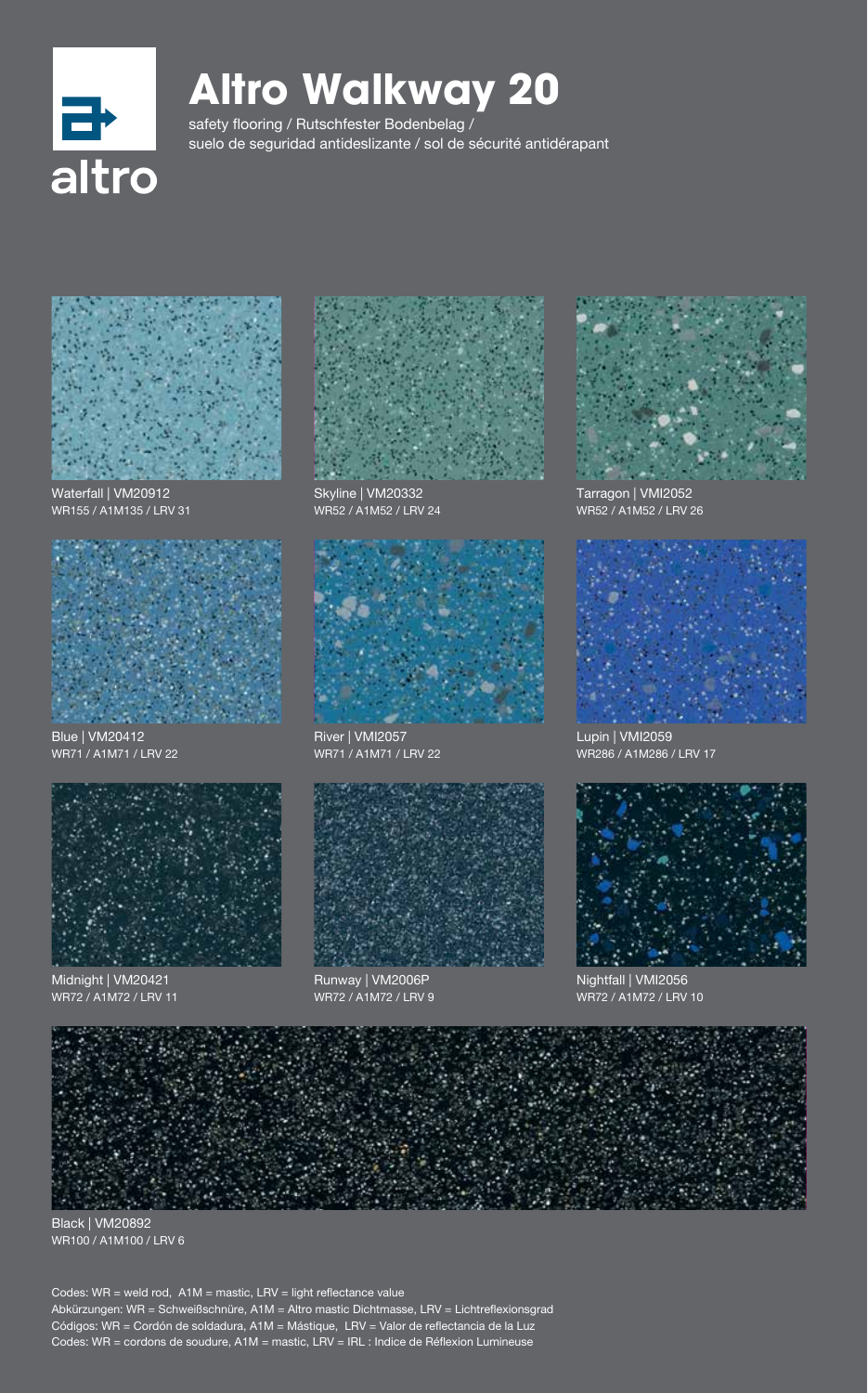altro

# Altro Walkway 20

safety flooring / Rutschfester Bodenbelag / suelo de seguridad antideslizante / sol de sécurité antidérapant

Waterfall | VM20912
WR155 / A1M135 / LRV 31

Skyline | VM20332
WR52 / A1M52 / LRV 24

Tarragon | VMI2052
WR52 / A1M52 / LRV 26

Blue | VM20412
WR71 / A1M71 / LRV 22

River | VMI2057
WR71 / A1M71 / LRV 22

Lupin | VMI2059
WR286 / A1M286 / LRV 17

Midnight | VM20421
WR72 / A1M72 / LRV 11

Runway | VM2006P
WR72 / A1M72 / LRV 9

Nightfall | VMI2056
WR72 / A1M72 / LRV 10

Black | VM20892
WR100 / A1M100 / LRV 6

Codes: WR = weld rod, A1M = mastic, LRV = light reflectance value
Abkürzungen: WR = Schweißschnüre, A1M = Altro mastic Dichtmasse, LRV = Lichtreflexionsgrad
Códigos: WR = Cordón de soldadura, A1M = Mástique, LRV = Valor de reflectancia de la Luz
Codes: WR = cordons de soudure, A1M = mastic, LRV = IRL : Indice de Réflexion Lumineuse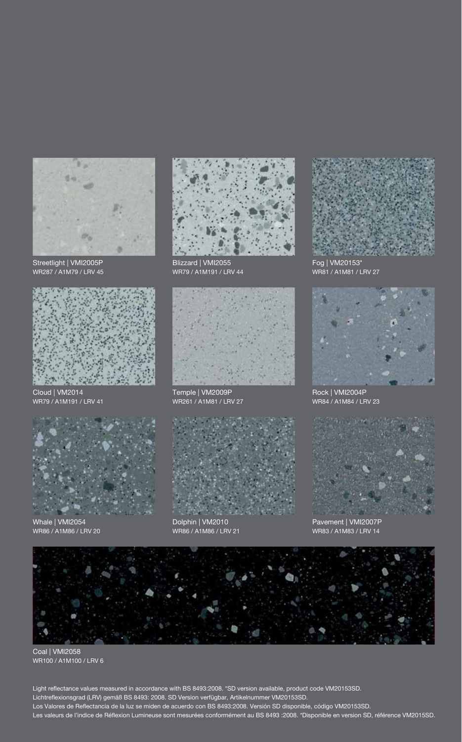Streetlight | VMI2005P
WR287 / A1M79 / LRV 45

Blizzard | VMI2055
WR79 / A1M191 / LRV 44

Fog | VM20153*
WR81 / A1M81 / LRV 27

Cloud | VM2014
WR79 / A1M191 / LRV 41

Temple | VM2009P
WR261 / A1M81 / LRV 27

Rock | VMI2004P
WR84 / A1M84 / LRV 23

Whale | VMI2054
WR86 / A1M86 / LRV 20

Dolphin | VM2010
WR86 / A1M86 / LRV 21

Pavement | VMI2007P
WR83 / A1M83 / LRV 14

Coal | VMI2058
WR100 / A1M100 / LRV 6

Light reflectance values measured in accordance with BS 8493:2008. *SD version available, product code VM20153SD.
Lichtreflexionsgrad (LRV) gemäß BS 8493: 2008. SD Version verfügbar, Artikelnummer VM20153SD.
Los Valores de Reflectancia de la luz se miden de acuerdo con BS 8493:2008. Versión SD disponible, código VM20153SD.
Les valeurs de l'indice de Réflexion Lumineuse sont mesurées conformément au BS 8493 :2008. *Disponible en version SD, référence VM2015SD.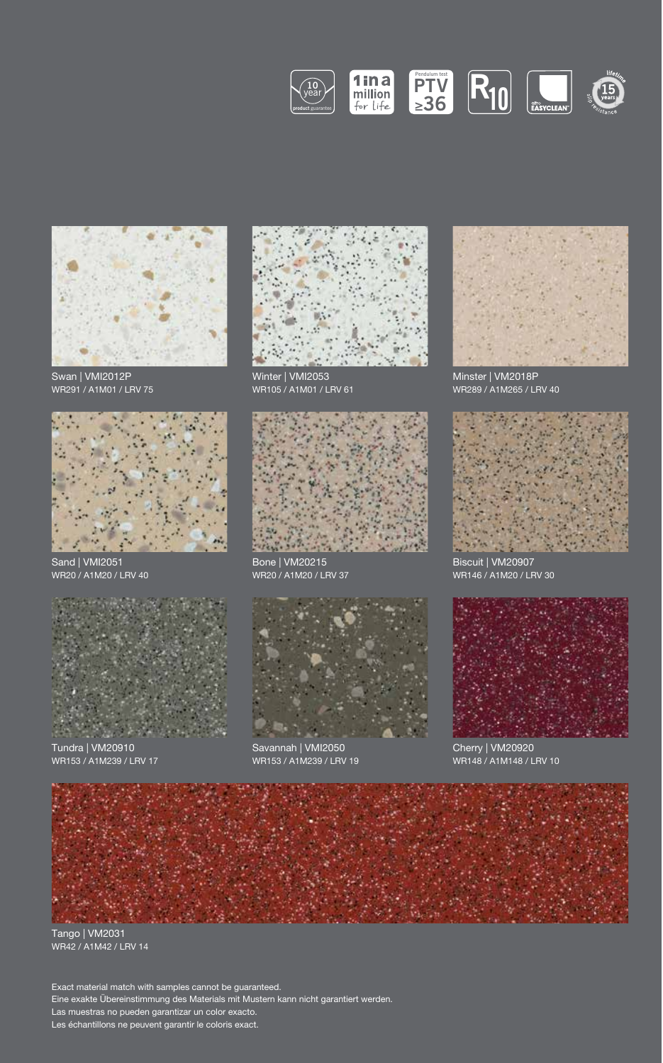Swan | VMI2012P
WR291 / A1M01 / LRV 75

Winter | VMI2053
WR105 / A1M01 / LRV 61

Minster | VM2018P
WR289 / A1M265 / LRV 40

Sand | VMI2051
WR20 / A1M20 / LRV 40

Bone | VM20215
WR20 / A1M20 / LRV 37

Biscuit | VM20907
WR146 / A1M20 / LRV 30

Tundra | VM20910
WR153 / A1M239 / LRV 17

Savannah | VMI2050
WR153 / A1M239 / LRV 19

Cherry | VM20920
WR148 / A1M148 / LRV 10

Tango | VM2031
WR42 / A1M42 / LRV 14

Exact material match with samples cannot be guaranteed.
Eine exakte Übereinstimmung des Materials mit Mustern kann nicht garantiert werden.
Las muestras no pueden garantizar un color exacto.
Les échantillons ne peuvent garantir le coloris exact.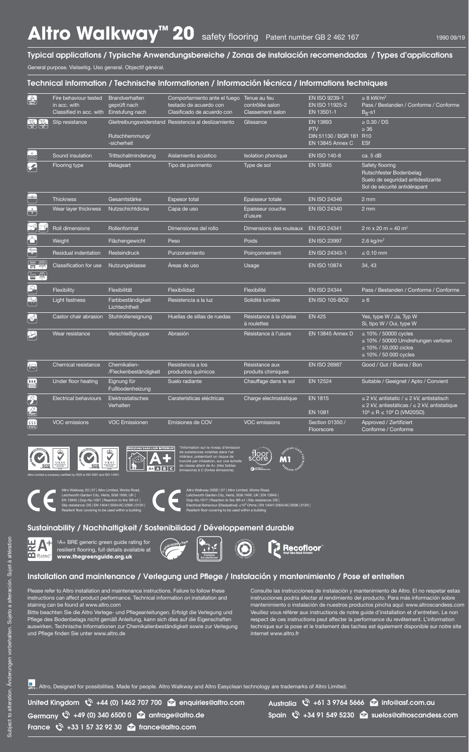# Altro Walkway™ 20 safety flooring Patent number GB 2 462 167

1990 09/19

## Typical applications / Typische Anwendungsbereiche / Zonas de instalación recomendadas / Types d'applications

General purpose. Vielseitig. Uso general. Objectif général.

## Technical information / Technische Informationen / Información técnica / Informations techniques

| | | | | | |
|---|---|---|---|---|---|
| Fire behaviour tested in acc. with<br>Classified in acc. with | Brandverhalten geprüft nach<br>Einstufung nach | Comportamiento ante el fuego testado de acuerdo con<br>Clasificado de acuerdo con | Tenue au feu contrôlée salon<br>Classement salon | EN ISO 9239-1<br>EN ISO 11925-2<br>EN 13501-1 | ≥ 8 kW/m²<br>Pass / Bestanden / Conforme / Conforme<br>$B_{fl}$-s1 |
| Slip resistance | Gleitreibungswiderstand<br>Rutschhemmung/ -sicherheit | Resistencia al deslizamiento | Glissance | EN 13893<br>PTV<br>DIN 51130 / BGR 181<br>EN 13845 Annex C | ≥ 0.30 / DS<br>≥ 36<br>R10<br>ESf |
| Sound insulation | Trittschallminderung | Aislamiento acústico | Isolation phonique | EN ISO 140-8 | ca. 5 dB |
| Flooring type | Belagsart | Tipo de pavimento | Type de sol | EN 13845 | Safety flooring<br>Rutschfester Bodenbelag<br>Suelo de seguridad antideslizante<br>Sol de sécurité antidérapant |
| Thickness | Gesamtstärke | Espesor total | Epaisseur totale | EN ISO 24346 | 2 mm |
| Wear layer thickness | Nutzschichtdicke | Capa de uso | Epaisseur couche d'usure | EN ISO 24340 | 2 mm |
| Roll dimensions | Rollenformat | Dimensiones del rollo | Dimensions des rouleaux | EN ISO 24341 | 2 m x 20 m = 40 m² |
| Weight | Flächengewicht | Peso | Poids | EN ISO 23997 | 2.6 kg/m² |
| Residual indentation | Resteindruck | Punzonamiento | Poinçonnement | EN ISO 24343-1 | ≤ 0.10 mm |
| Classification for use | Nutzungsklasse | Áreas de uso | Usage | EN ISO 10874 | 34, 43 |
| Flexibility | Flexibilität | Flexibilidad | Flexibilité | EN ISO 24344 | Pass / Bestanden / Conforme / Conforme |
| Light fastness | Farbbeständigkeit Lichtechtheit | Resistencia a la luz | Solidité lumière | EN ISO 105-BO2 | ≥ 6 |
| Castor chair abrasion | Stuhlrolleneignung | Huellas de sillas de ruedas | Résistance à la chaise à roulettes | EN 425 | Yes, type W / Ja, Typ W<br>Si, tipo W / Oui, type W |
| Wear resistance | Verschleißgruppe | Abrasión | Résistance à l'usure | EN 13845 Annex D | ≤ 10% / 50000 cycles<br>≤ 10% / 50000 Umdrehungen verloren<br>≤ 10% / 50.000 ciclos<br>≤ 10% / 50 000 cycles |
| Chemical resistance | Chemikalien-/Fleckenbeständigkeit | Resistencia a los productos químicos | Résistance aux produits chimiques | EN ISO 26987 | Good / Gut / Buena / Bon |
| Under floor heating | Eignung für Fußbodenheizung | Suelo radiante | Chauffage dans le sol | EN 12524 | Suitable / Geeignet / Apto / Convient |
| Electrical behaviours | Elektrostatisches Verhalten | Caraterísticas eléctricas | Charge electrostatique | EN 1815<br>EN 1081 | ≤ 2 kV, antistatic / ≤ 2 kV, antistatisch<br>≤ 2 kV, antiestáticas / ≤ 2 kV, antistatique<br>$10^6 \leq R \leq 10^9$ Ω (VM20SD) |
| VOC emissions | VOC Emissionen | Emisiones de COV | VOC émissions | Section 01350 / Floorscore | Approved / Zertifiziert<br>Conforme / Conforme |

Altro Limited a company certified by SGS to ISO 9001 and ISO 14001.

ÉMISSIONS DANS L'AIR INTÉRIEUR* A+ A B C

*Information sur le niveau d'émission de substances volatiles dans l'air intérieur, présentant un risque de toxicité par inhalation, sur une échelle de classe allant de A+ (très faibles émissions) à C (fortes émissions).

floor score — M1

CE — Altro Walkway 20 | 07 | Altro Limited, Works Road, Letchworth Garden City, Herts, SG6 1NW, UK | EN 13845 | Dop-No.1001 | Reaction to fire: Bfl-s1 | Slip resistance: DS | EN 14041:2004/AC:2006 | 0120 | Resilient floor covering to be used within a building

CE — Altro Walkway 20SD | 07 | Altro Limited, Works Road, Letchworth Garden City, Herts, SG6 1NW, UK | EN 13845 | Dop-No.1017 | Reaction to fire: Bfl-s1 | Slip resistance: DS | Electrical Behaviour (Dissipative): ≤10⁹ Ohms | EN 14041:2004/AC:2006 | 0120 | Resilient floor covering to be used within a building

## Sustainability / Nachhaltigkeit / Sostenibilidad / Développement durable

†A+ BRE generic green guide rating for resilient flooring, full details available at **www.thegreenguide.org.uk**

Contains bio-plasticiser

Recofloor™ Vinyl Take-Back Scheme

## Installation and maintenance / Verlegung und Pflege / Instalación y mantenimiento / Pose et entretien

Please refer to Altro installation and maintenance instructions. Failure to follow these instructions can affect product performance. Technical information on installation and staining can be found at www.altro.com

Bitte beachten Sie die Altro Verlege- und Pflegeanleitungen. Erfolgt die Verlegung und Pflege des Bodenbelags nicht gemäß Anleitung, kann sich dies auf die Eigenschaften auswirken. Technische Informationen zur Chemikalienbeständigkeit sowie zur Verlegung und Pflege finden Sie unter www.altro.de

Consulte las instrucciones de instalación y mantenimiento de Altro. El no respetar estas instrucciones podría afectar al rendimiento del producto. Para más información sobre mantenimiento o instalación de nuestros productos pincha aquí: www.altroscandess.com

Veuillez vous référer aux instructions de notre guide d'installation et d'entretien. Le non respect de ces instructions peut affecter la performance du revêtement. L'information technique sur la pose et le traitement des taches est également disponible sur notre site internet www.altro.fr

Altro, Designed for possibilities. Made for people. Altro Walkway and Altro Easyclean technology are trademarks of Altro Limited.

United Kingdom +44 (0) 1462 707 700 enquiries@altro.com
Germany +49 (0) 340 6500 0 anfrage@altro.de
France +33 1 57 32 92 30 france@altro.com
Australia +61 3 9764 5666 info@asf.com.au
Spain +34 91 549 5230 suelos@altroscandess.com

Subject to alteration. Änderungen vorbehalten. Sujeto a alteración. Sujet à altération